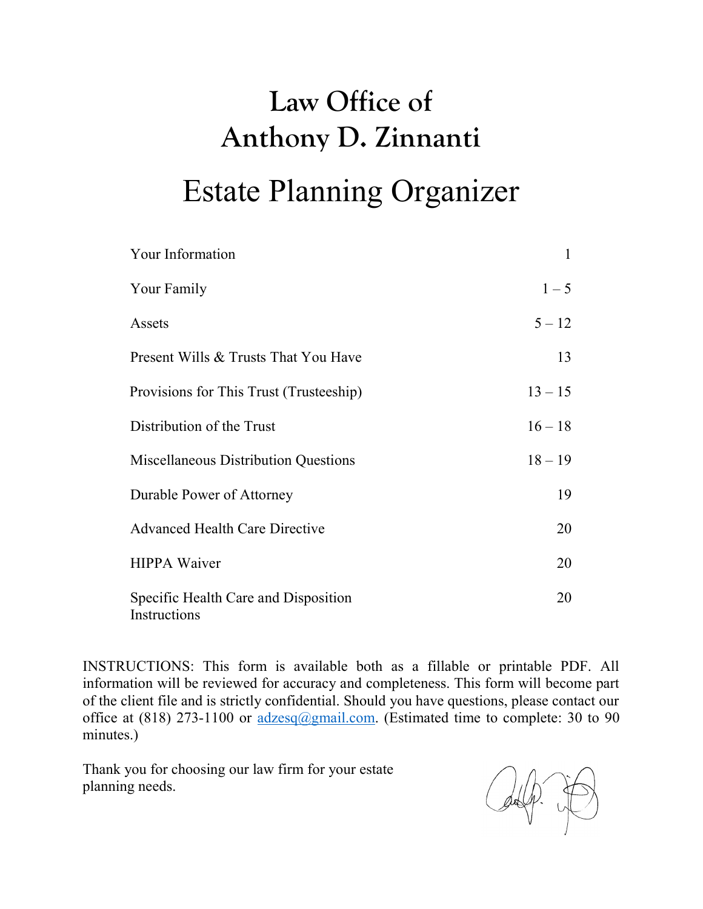# Law Office of
# Anthony D. Zinnanti

# Estate Planning Organizer

| | |
|---|---|
| Your Information | 1 |
| Your Family | 1 – 5 |
| Assets | 5 – 12 |
| Present Wills & Trusts That You Have | 13 |
| Provisions for This Trust (Trusteeship) | 13 – 15 |
| Distribution of the Trust | 16 – 18 |
| Miscellaneous Distribution Questions | 18 – 19 |
| Durable Power of Attorney | 19 |
| Advanced Health Care Directive | 20 |
| HIPPA Waiver | 20 |
| Specific Health Care and Disposition Instructions | 20 |

INSTRUCTIONS: This form is available both as a fillable or printable PDF. All information will be reviewed for accuracy and completeness. This form will become part of the client file and is strictly confidential. Should you have questions, please contact our office at (818) 273-1100 or adzesq@gmail.com. (Estimated time to complete: 30 to 90 minutes.)

Thank you for choosing our law firm for your estate planning needs.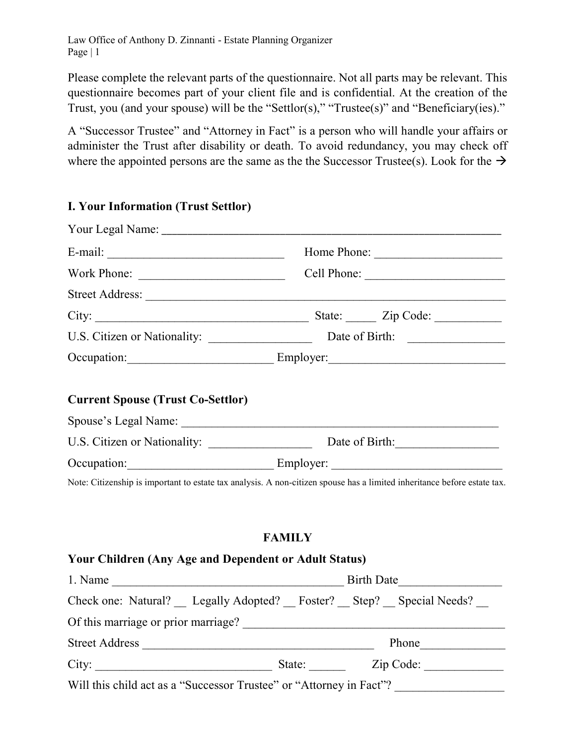Please complete the relevant parts of the questionnaire. Not all parts may be relevant. This questionnaire becomes part of your client file and is confidential. At the creation of the Trust, you (and your spouse) will be the "Settlor(s)," "Trustee(s)" and "Beneficiary(ies)."

A "Successor Trustee" and "Attorney in Fact" is a person who will handle your affairs or administer the Trust after disability or death. To avoid redundancy, you may check off where the appointed persons are the same as the the Successor Trustee(s). Look for the →

### I. Your Information (Trust Settlor)

Your Legal Name: ____________________________________________________________

E-mail: _____________________________ Home Phone: _____________________

Work Phone: ________________________ Cell Phone: _______________________

Street Address: ______________________________________________________________

City: ___________________________________ State: _____ Zip Code: ___________

U.S. Citizen or Nationality: ________________ Date of Birth: ________________

Occupation:________________________ Employer:_____________________________

### Current Spouse (Trust Co-Settlor)

Spouse's Legal Name: ______________________________________________________

U.S. Citizen or Nationality: ________________ Date of Birth:_________________

Occupation:________________________ Employer: ____________________________

Note: Citizenship is important to estate tax analysis. A non-citizen spouse has a limited inheritance before estate tax.

## FAMILY

### Your Children (Any Age and Dependent or Adult Status)

1. Name ______________________________________ Birth Date_________________

Check one: Natural? __ Legally Adopted? __ Foster? __ Step? __ Special Needs? __

Of this marriage or prior marriage? __________________________________________

Street Address ______________________________________ Phone______________

City: _____________________________ State: ______ Zip Code: _____________

Will this child act as a "Successor Trustee" or "Attorney in Fact"? _________________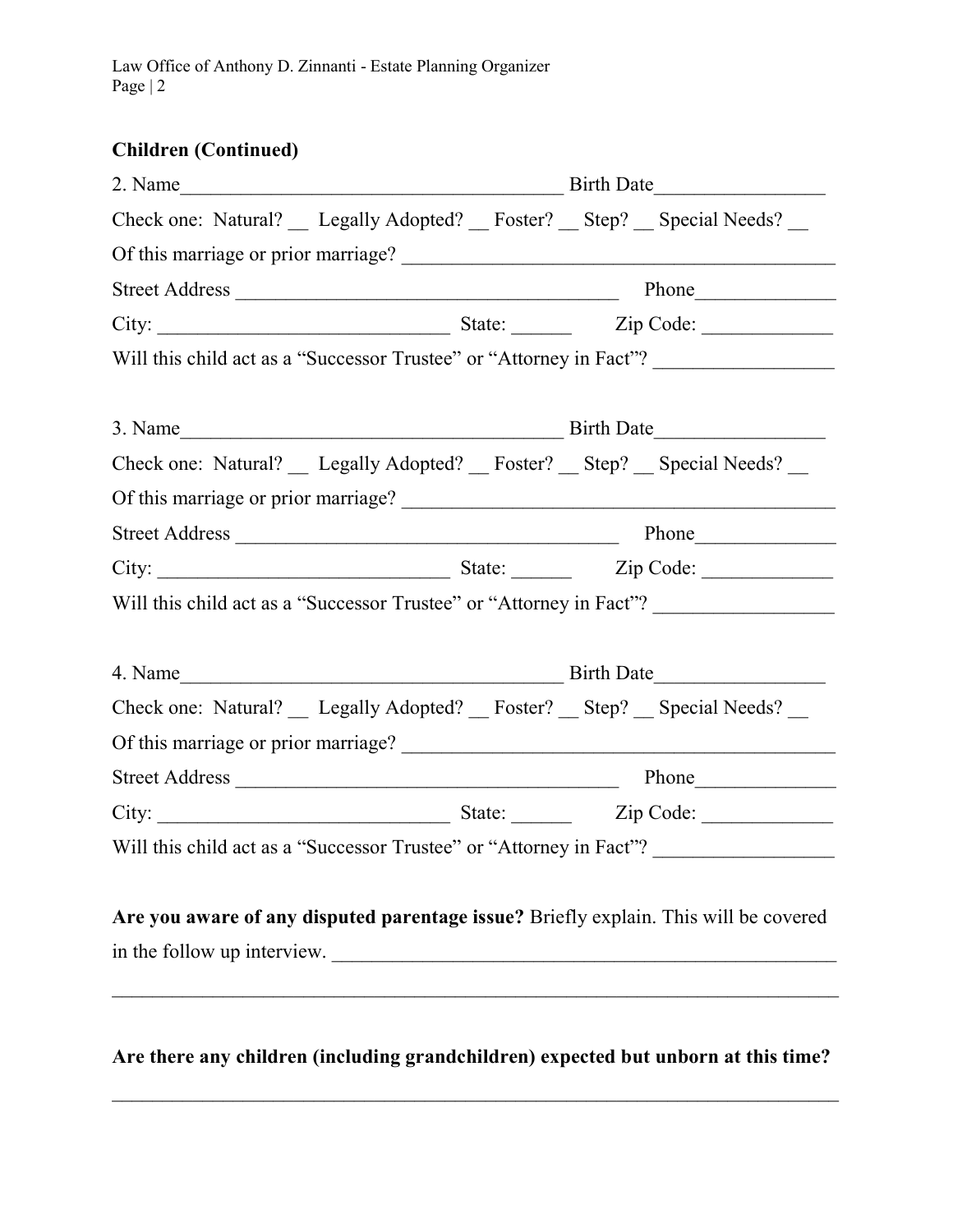**Children (Continued)**

2. Name_______________________________________ Birth Date_________________

Check one: Natural? __ Legally Adopted? __ Foster? __ Step? __ Special Needs? __

Of this marriage or prior marriage? ___________________________________________

Street Address _______________________________________ Phone______________

City: _____________________________ State: ______ Zip Code: _____________

Will this child act as a "Successor Trustee" or "Attorney in Fact"? _________________

3. Name_______________________________________ Birth Date_________________

Check one: Natural? __ Legally Adopted? __ Foster? __ Step? __ Special Needs? __

Of this marriage or prior marriage? ___________________________________________

Street Address _______________________________________ Phone______________

City: _____________________________ State: ______ Zip Code: _____________

Will this child act as a "Successor Trustee" or "Attorney in Fact"? _________________

4. Name_______________________________________ Birth Date_________________

Check one: Natural? __ Legally Adopted? __ Foster? __ Step? __ Special Needs? __

Of this marriage or prior marriage? ___________________________________________

Street Address _______________________________________ Phone______________

City: _____________________________ State: ______ Zip Code: _____________

Will this child act as a "Successor Trustee" or "Attorney in Fact"? _________________

**Are you aware of any disputed parentage issue?** Briefly explain. This will be covered in the follow up interview. ____________________________________________________

_________________________________________________________________________

**Are there any children (including grandchildren) expected but unborn at this time?**

_________________________________________________________________________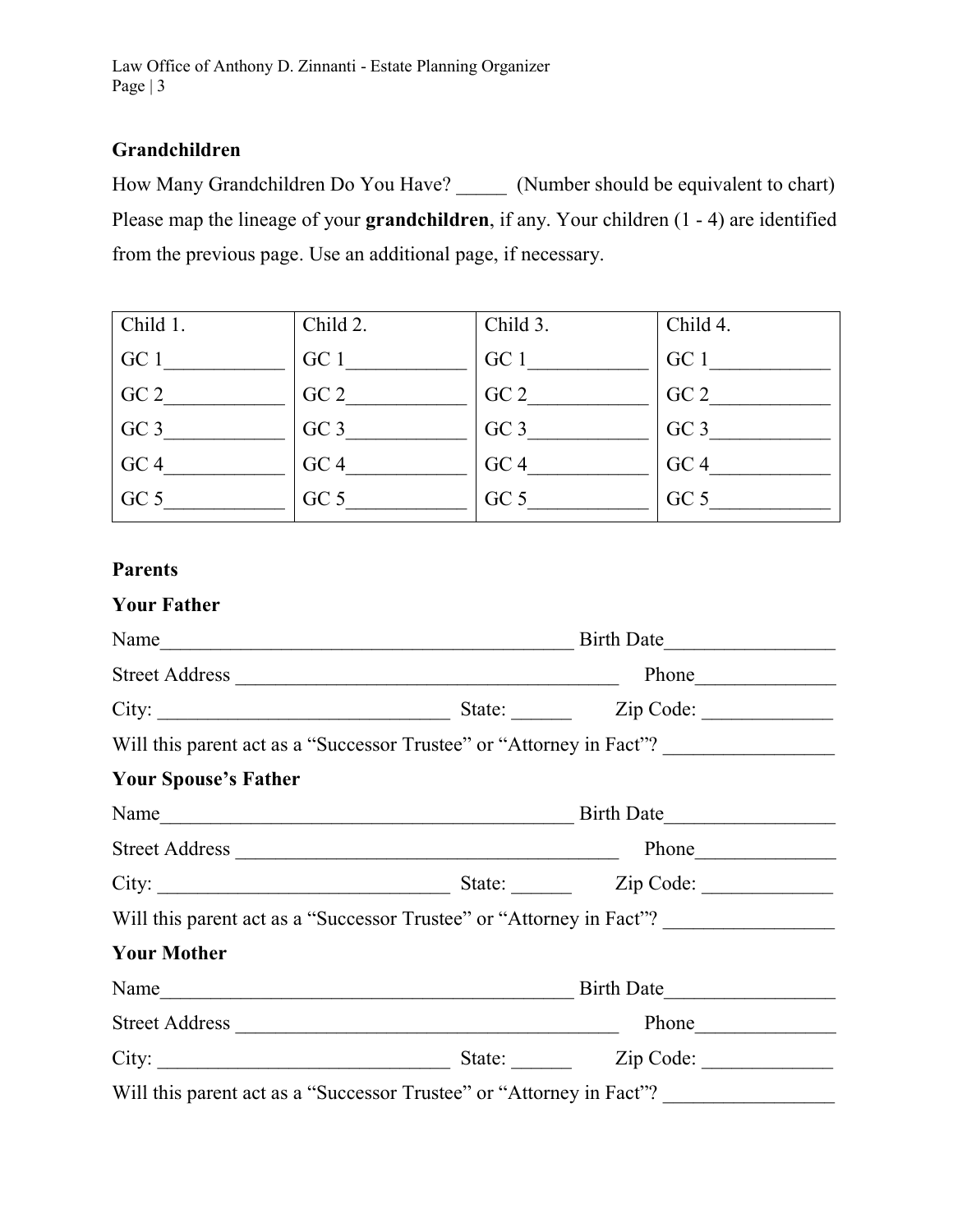## Grandchildren

How Many Grandchildren Do You Have? _____ (Number should be equivalent to chart)

Please map the lineage of your **grandchildren**, if any. Your children (1 - 4) are identified from the previous page. Use an additional page, if necessary.

| Child 1. | Child 2. | Child 3. | Child 4. |
|---|---|---|---|
| GC 1____________ | GC 1____________ | GC 1____________ | GC 1____________ |
| GC 2____________ | GC 2____________ | GC 2____________ | GC 2____________ |
| GC 3____________ | GC 3____________ | GC 3____________ | GC 3____________ |
| GC 4____________ | GC 4____________ | GC 4____________ | GC 4____________ |
| GC 5____________ | GC 5____________ | GC 5____________ | GC 5____________ |

## Parents

### Your Father

Name___________________________________________ Birth Date_________________

Street Address _______________________________________ Phone______________

City: ______________________________ State: ______ Zip Code: _____________

Will this parent act as a "Successor Trustee" or "Attorney in Fact"? _________________

### Your Spouse's Father

Name___________________________________________ Birth Date_________________

Street Address _______________________________________ Phone______________

City: ______________________________ State: ______ Zip Code: _____________

Will this parent act as a "Successor Trustee" or "Attorney in Fact"? _________________

### Your Mother

Name___________________________________________ Birth Date_________________

Street Address _______________________________________ Phone______________

City: ______________________________ State: ______ Zip Code: _____________

Will this parent act as a "Successor Trustee" or "Attorney in Fact"? _________________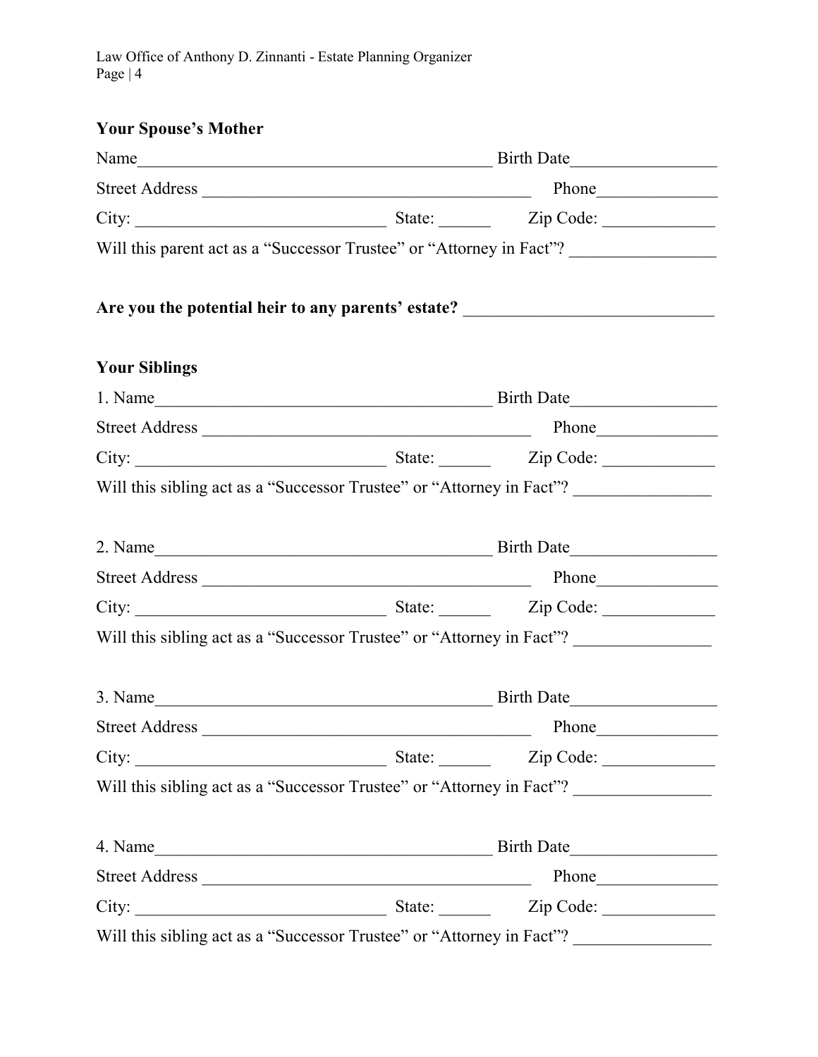**Your Spouse's Mother**

Name__________________________________________ Birth Date_________________

Street Address _______________________________________ Phone______________

City: ______________________________ State: ______ Zip Code: _____________

Will this parent act as a "Successor Trustee" or "Attorney in Fact"? _________________

**Are you the potential heir to any parents' estate?** _____________________________

**Your Siblings**

1. Name________________________________________ Birth Date_________________

Street Address _______________________________________ Phone______________

City: ______________________________ State: ______ Zip Code: _____________

Will this sibling act as a "Successor Trustee" or "Attorney in Fact"? ________________

2. Name________________________________________ Birth Date_________________

Street Address _______________________________________ Phone______________

City: ______________________________ State: ______ Zip Code: _____________

Will this sibling act as a "Successor Trustee" or "Attorney in Fact"? ________________

3. Name________________________________________ Birth Date_________________

Street Address _______________________________________ Phone______________

City: ______________________________ State: ______ Zip Code: _____________

Will this sibling act as a "Successor Trustee" or "Attorney in Fact"? ________________

4. Name________________________________________ Birth Date_________________

Street Address _______________________________________ Phone______________

City: ______________________________ State: ______ Zip Code: _____________

Will this sibling act as a "Successor Trustee" or "Attorney in Fact"? ________________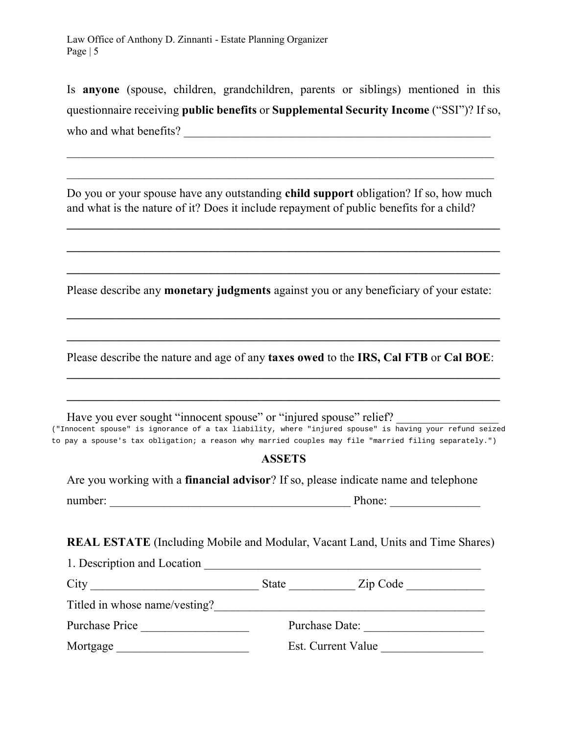Is **anyone** (spouse, children, grandchildren, parents or siblings) mentioned in this questionnaire receiving **public benefits** or **Supplemental Security Income** ("SSI")? If so, who and what benefits? ______________________________________________________

________________________________________________________________________

________________________________________________________________________

Do you or your spouse have any outstanding **child support** obligation? If so, how much and what is the nature of it? Does it include repayment of public benefits for a child?

________________________________________________________________________

________________________________________________________________________

________________________________________________________________________

Please describe any **monetary judgments** against you or any beneficiary of your estate:

________________________________________________________________________

________________________________________________________________________

Please describe the nature and age of any **taxes owed** to the **IRS, Cal FTB** or **Cal BOE**:

________________________________________________________________________

________________________________________________________________________

Have you ever sought "innocent spouse" or "injured spouse" relief? ________________

("Innocent spouse" is ignorance of a tax liability, where "injured spouse" is having your refund seized to pay a spouse's tax obligation; a reason why married couples may file "married filing separately.")

## ASSETS

Are you working with a **financial advisor**? If so, please indicate name and telephone number: ________________________________________ Phone: _______________

**REAL ESTATE** (Including Mobile and Modular, Vacant Land, Units and Time Shares)

1. Description and Location ______________________________________________

City ____________________________ State ___________ Zip Code _____________

Titled in whose name/vesting?_____________________________________________

Purchase Price __________________ Purchase Date: ____________________

Mortgage ______________________ Est. Current Value _________________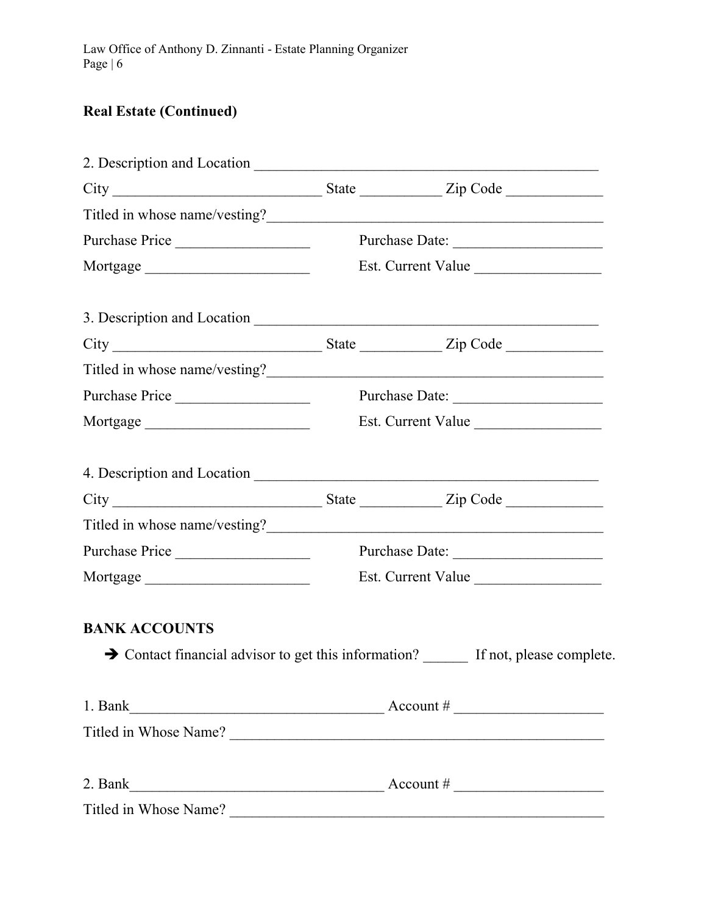**Real Estate (Continued)**

2. Description and Location ______________________________________________

City ____________________________ State ___________ Zip Code _____________

Titled in whose name/vesting?_____________________________________________

Purchase Price __________________ Purchase Date: ____________________

Mortgage ______________________ Est. Current Value _________________

3. Description and Location ______________________________________________

City ____________________________ State ___________ Zip Code _____________

Titled in whose name/vesting?_____________________________________________

Purchase Price __________________ Purchase Date: ____________________

Mortgage ______________________ Est. Current Value _________________

4. Description and Location ______________________________________________

City ____________________________ State ___________ Zip Code _____________

Titled in whose name/vesting?_____________________________________________

Purchase Price __________________ Purchase Date: ____________________

Mortgage ______________________ Est. Current Value _________________

**BANK ACCOUNTS**

➔ Contact financial advisor to get this information? ______ If not, please complete.

1. Bank__________________________________ Account # ____________________

Titled in Whose Name? __________________________________________________

2. Bank__________________________________ Account # ____________________

Titled in Whose Name? __________________________________________________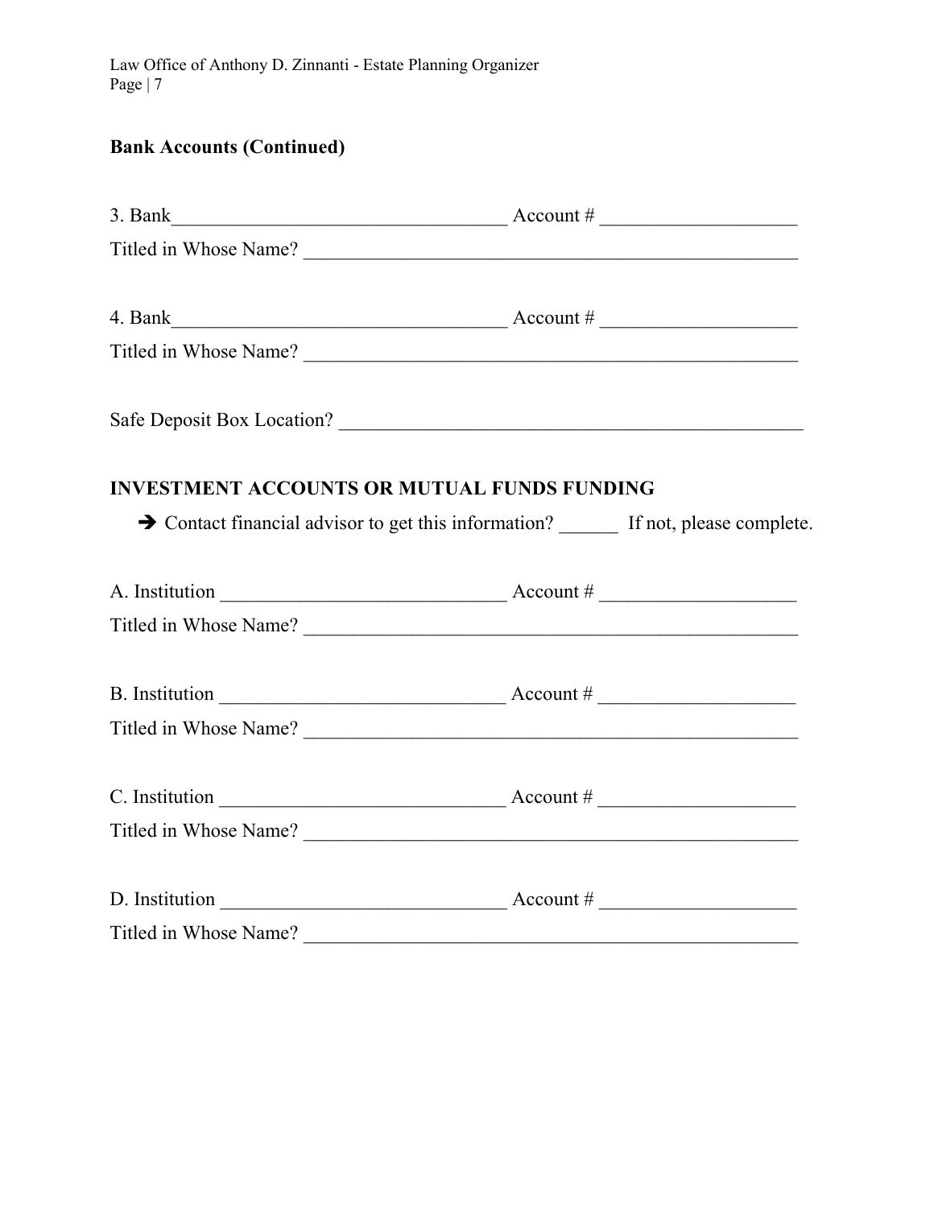**Bank Accounts (Continued)**

3. Bank__________________________________ Account # ____________________

Titled in Whose Name? __________________________________________________

4. Bank__________________________________ Account # ____________________

Titled in Whose Name? __________________________________________________

Safe Deposit Box Location? ______________________________________________

**INVESTMENT ACCOUNTS OR MUTUAL FUNDS FUNDING**

➔ Contact financial advisor to get this information? ______ If not, please complete.

A. Institution _____________________________ Account # ____________________

Titled in Whose Name? __________________________________________________

B. Institution _____________________________ Account # ____________________

Titled in Whose Name? __________________________________________________

C. Institution _____________________________ Account # ____________________

Titled in Whose Name? __________________________________________________

D. Institution _____________________________ Account # ____________________

Titled in Whose Name? __________________________________________________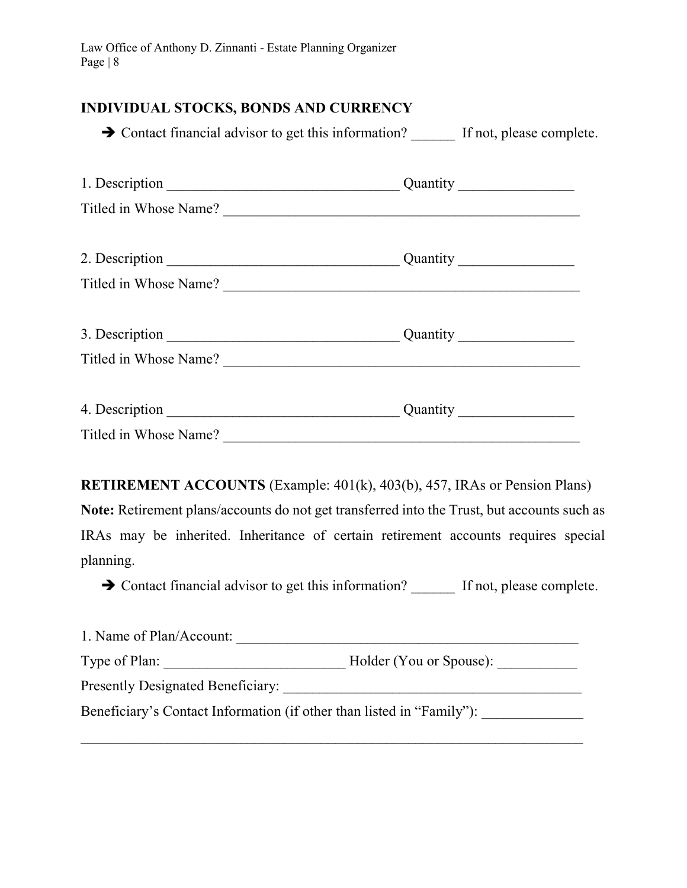## INDIVIDUAL STOCKS, BONDS AND CURRENCY

➔ Contact financial advisor to get this information? ______ If not, please complete.

1. Description ________________________________ Quantity ________________
Titled in Whose Name? __________________________________________________

2. Description ________________________________ Quantity ________________
Titled in Whose Name? __________________________________________________

3. Description ________________________________ Quantity ________________
Titled in Whose Name? __________________________________________________

4. Description ________________________________ Quantity ________________
Titled in Whose Name? __________________________________________________

**RETIREMENT ACCOUNTS** (Example: 401(k), 403(b), 457, IRAs or Pension Plans)

**Note:** Retirement plans/accounts do not get transferred into the Trust, but accounts such as IRAs may be inherited. Inheritance of certain retirement accounts requires special planning.

➔ Contact financial advisor to get this information? ______ If not, please complete.

1. Name of Plan/Account: ________________________________________________
Type of Plan: _________________________ Holder (You or Spouse): ___________
Presently Designated Beneficiary: __________________________________________
Beneficiary's Contact Information (if other than listed in "Family"): ______________
_____________________________________________________________________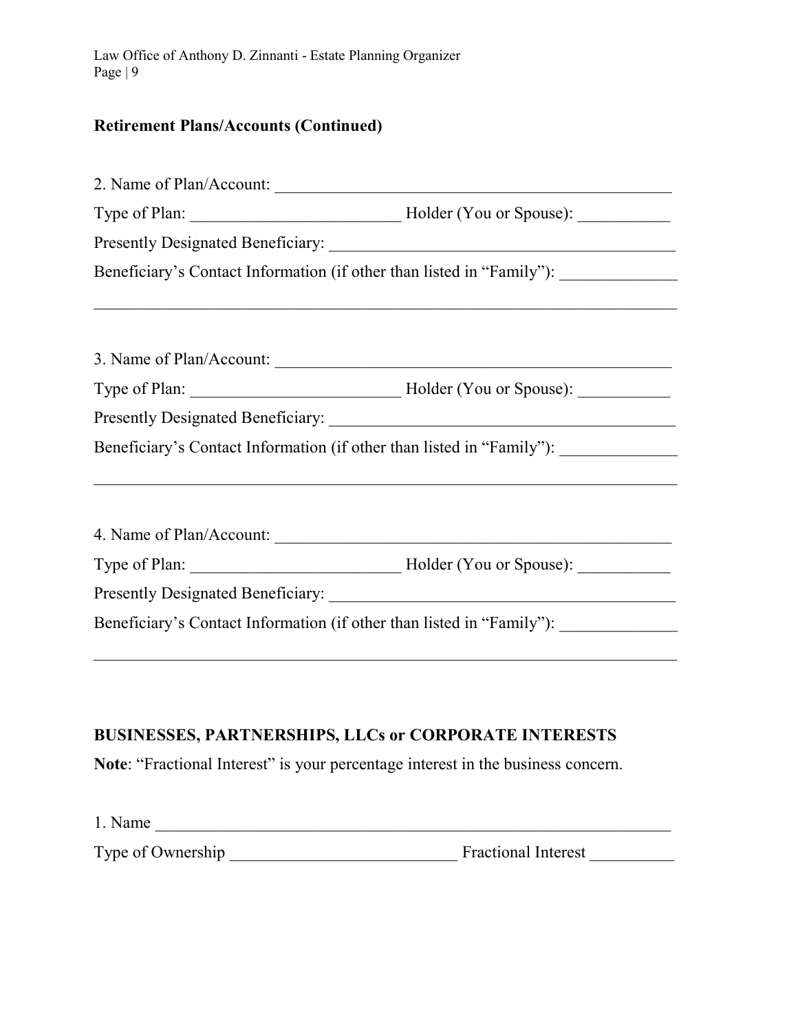**Retirement Plans/Accounts (Continued)**

2. Name of Plan/Account: ________________________________________________

Type of Plan: _________________________ Holder (You or Spouse): ___________

Presently Designated Beneficiary: _________________________________________

Beneficiary's Contact Information (if other than listed in "Family"): ______________

_____________________________________________________________________

3. Name of Plan/Account: ________________________________________________

Type of Plan: _________________________ Holder (You or Spouse): ___________

Presently Designated Beneficiary: _________________________________________

Beneficiary's Contact Information (if other than listed in "Family"): ______________

_____________________________________________________________________

4. Name of Plan/Account: ________________________________________________

Type of Plan: _________________________ Holder (You or Spouse): ___________

Presently Designated Beneficiary: _________________________________________

Beneficiary's Contact Information (if other than listed in "Family"): ______________

_____________________________________________________________________

**BUSINESSES, PARTNERSHIPS, LLCs or CORPORATE INTERESTS**

**Note**: "Fractional Interest" is your percentage interest in the business concern.

1. Name _______________________________________________________________

Type of Ownership ___________________________ Fractional Interest __________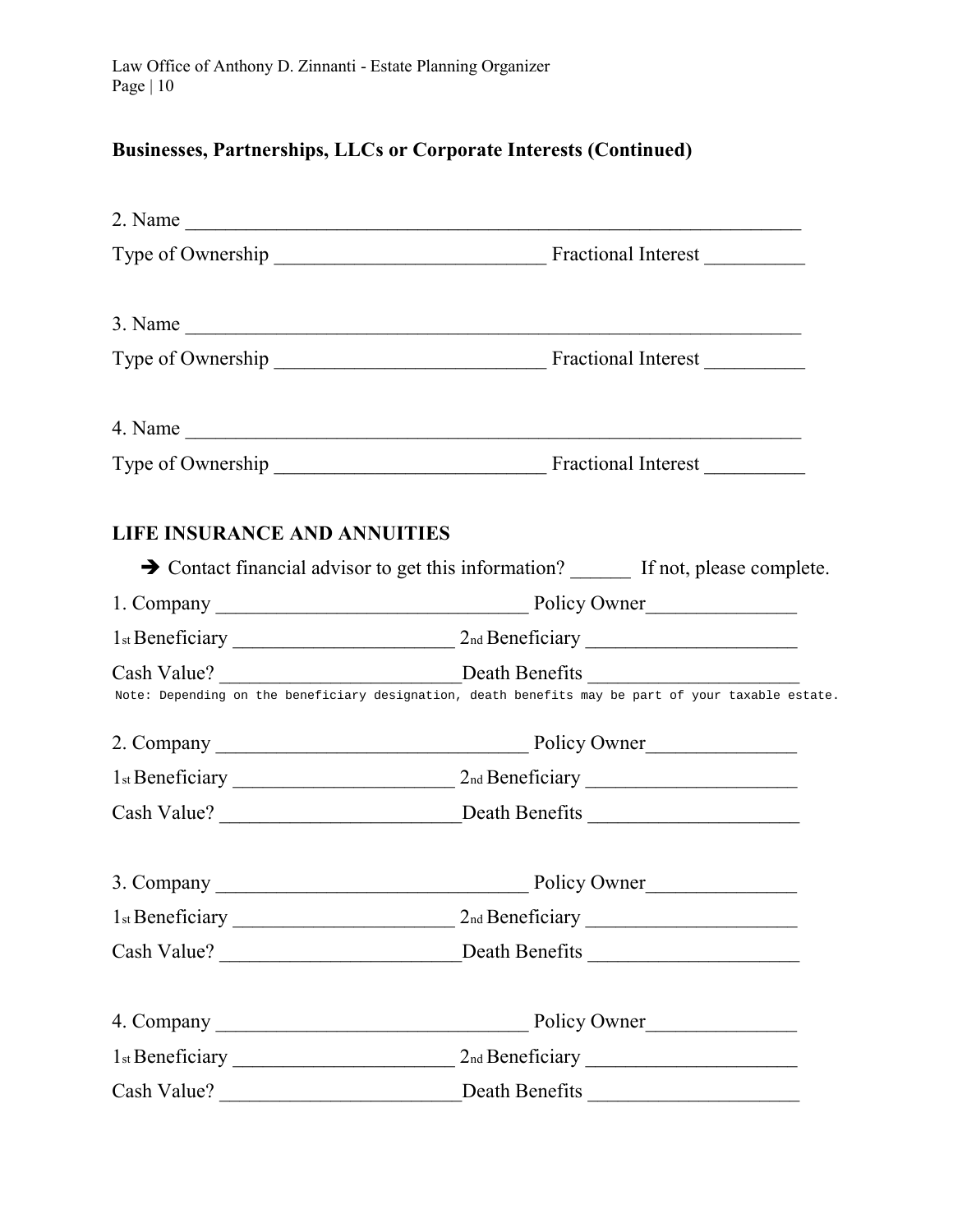## Businesses, Partnerships, LLCs or Corporate Interests (Continued)

2. Name ______________________________________________________________

Type of Ownership ___________________________ Fractional Interest __________

3. Name ______________________________________________________________

Type of Ownership ___________________________ Fractional Interest __________

4. Name ______________________________________________________________

Type of Ownership ___________________________ Fractional Interest __________

## LIFE INSURANCE AND ANNUITIES

➔ Contact financial advisor to get this information? ______ If not, please complete.

1. Company _______________________________ Policy Owner_______________

1st Beneficiary ______________________ 2nd Beneficiary _____________________

Cash Value? ________________________Death Benefits _____________________

Note: Depending on the beneficiary designation, death benefits may be part of your taxable estate.

2. Company _______________________________ Policy Owner_______________

1st Beneficiary ______________________ 2nd Beneficiary _____________________

Cash Value? ________________________Death Benefits _____________________

3. Company _______________________________ Policy Owner_______________

1st Beneficiary ______________________ 2nd Beneficiary _____________________

Cash Value? ________________________Death Benefits _____________________

4. Company _______________________________ Policy Owner_______________

1st Beneficiary ______________________ 2nd Beneficiary _____________________

Cash Value? ________________________Death Benefits _____________________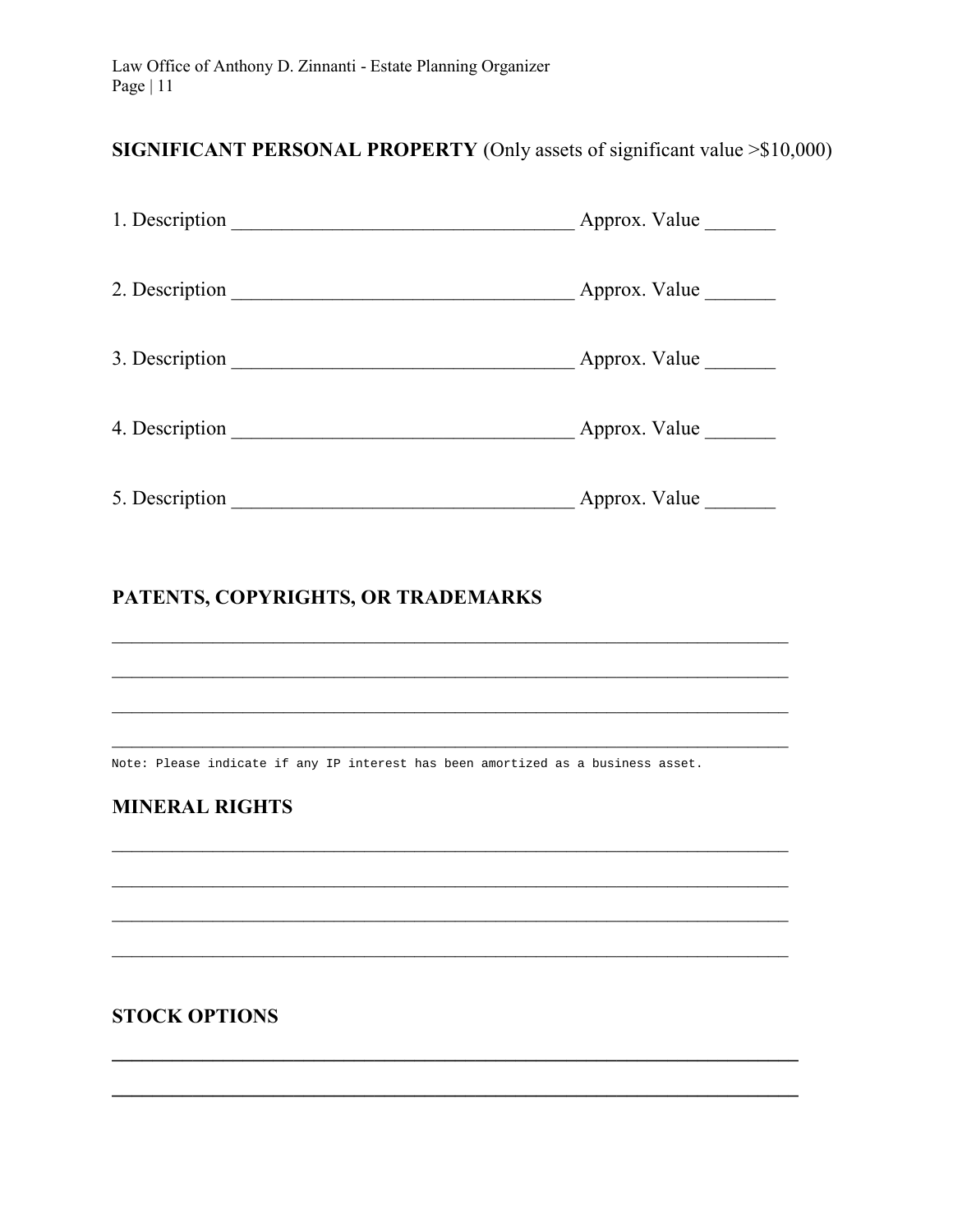## **SIGNIFICANT PERSONAL PROPERTY** (Only assets of significant value >$10,000)

1. Description __________________________________ Approx. Value _______

2. Description __________________________________ Approx. Value _______

3. Description __________________________________ Approx. Value _______

4. Description __________________________________ Approx. Value _______

5. Description __________________________________ Approx. Value _______

## PATENTS, COPYRIGHTS, OR TRADEMARKS

_____________________________________________________________________

_____________________________________________________________________

_____________________________________________________________________

_____________________________________________________________________

Note: Please indicate if any IP interest has been amortized as a business asset.

## MINERAL RIGHTS

_____________________________________________________________________

_____________________________________________________________________

_____________________________________________________________________

_____________________________________________________________________

## STOCK OPTIONS

_____________________________________________________________________

_____________________________________________________________________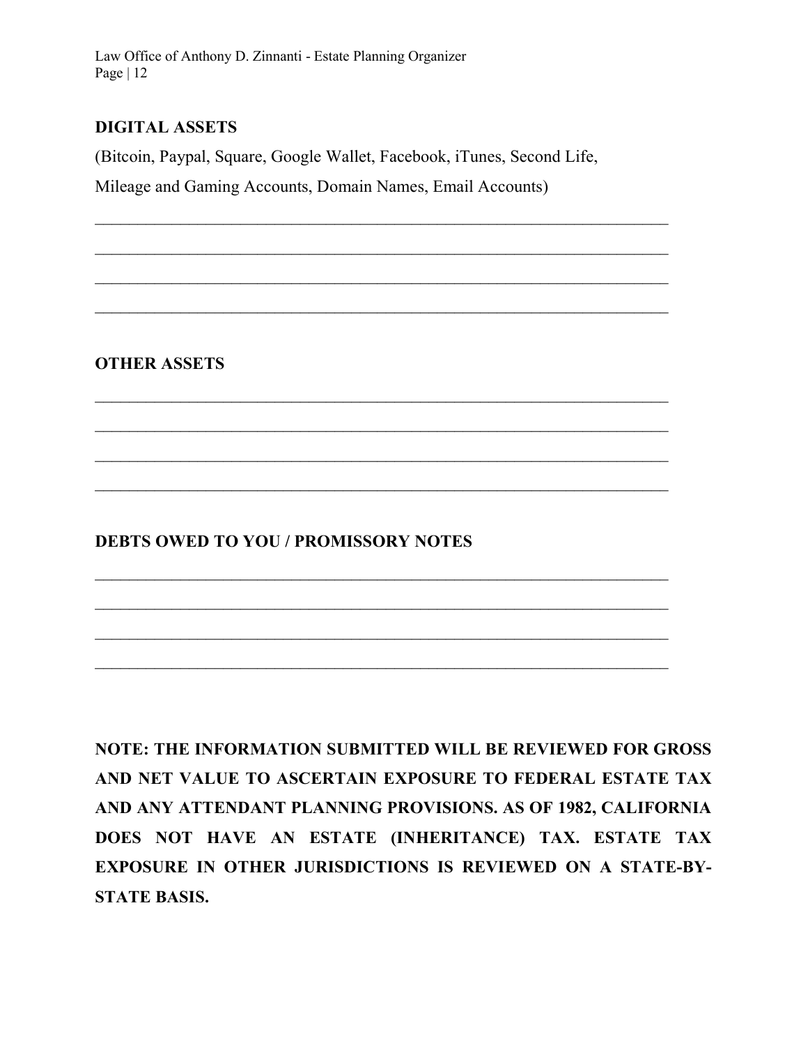## DIGITAL ASSETS

(Bitcoin, Paypal, Square, Google Wallet, Facebook, iTunes, Second Life, Mileage and Gaming Accounts, Domain Names, Email Accounts)

\_\_\_\_\_\_\_\_\_\_\_\_\_\_\_\_\_\_\_\_\_\_\_\_\_\_\_\_\_\_\_\_\_\_\_\_\_\_\_\_\_\_\_\_\_\_\_\_\_\_\_\_\_\_\_\_\_\_\_\_\_\_\_\_\_\_\_\_\_\_

\_\_\_\_\_\_\_\_\_\_\_\_\_\_\_\_\_\_\_\_\_\_\_\_\_\_\_\_\_\_\_\_\_\_\_\_\_\_\_\_\_\_\_\_\_\_\_\_\_\_\_\_\_\_\_\_\_\_\_\_\_\_\_\_\_\_\_\_\_\_

\_\_\_\_\_\_\_\_\_\_\_\_\_\_\_\_\_\_\_\_\_\_\_\_\_\_\_\_\_\_\_\_\_\_\_\_\_\_\_\_\_\_\_\_\_\_\_\_\_\_\_\_\_\_\_\_\_\_\_\_\_\_\_\_\_\_\_\_\_\_

\_\_\_\_\_\_\_\_\_\_\_\_\_\_\_\_\_\_\_\_\_\_\_\_\_\_\_\_\_\_\_\_\_\_\_\_\_\_\_\_\_\_\_\_\_\_\_\_\_\_\_\_\_\_\_\_\_\_\_\_\_\_\_\_\_\_\_\_\_\_

## OTHER ASSETS

\_\_\_\_\_\_\_\_\_\_\_\_\_\_\_\_\_\_\_\_\_\_\_\_\_\_\_\_\_\_\_\_\_\_\_\_\_\_\_\_\_\_\_\_\_\_\_\_\_\_\_\_\_\_\_\_\_\_\_\_\_\_\_\_\_\_\_\_\_\_

\_\_\_\_\_\_\_\_\_\_\_\_\_\_\_\_\_\_\_\_\_\_\_\_\_\_\_\_\_\_\_\_\_\_\_\_\_\_\_\_\_\_\_\_\_\_\_\_\_\_\_\_\_\_\_\_\_\_\_\_\_\_\_\_\_\_\_\_\_\_

\_\_\_\_\_\_\_\_\_\_\_\_\_\_\_\_\_\_\_\_\_\_\_\_\_\_\_\_\_\_\_\_\_\_\_\_\_\_\_\_\_\_\_\_\_\_\_\_\_\_\_\_\_\_\_\_\_\_\_\_\_\_\_\_\_\_\_\_\_\_

\_\_\_\_\_\_\_\_\_\_\_\_\_\_\_\_\_\_\_\_\_\_\_\_\_\_\_\_\_\_\_\_\_\_\_\_\_\_\_\_\_\_\_\_\_\_\_\_\_\_\_\_\_\_\_\_\_\_\_\_\_\_\_\_\_\_\_\_\_\_

## DEBTS OWED TO YOU / PROMISSORY NOTES

\_\_\_\_\_\_\_\_\_\_\_\_\_\_\_\_\_\_\_\_\_\_\_\_\_\_\_\_\_\_\_\_\_\_\_\_\_\_\_\_\_\_\_\_\_\_\_\_\_\_\_\_\_\_\_\_\_\_\_\_\_\_\_\_\_\_\_\_\_\_

\_\_\_\_\_\_\_\_\_\_\_\_\_\_\_\_\_\_\_\_\_\_\_\_\_\_\_\_\_\_\_\_\_\_\_\_\_\_\_\_\_\_\_\_\_\_\_\_\_\_\_\_\_\_\_\_\_\_\_\_\_\_\_\_\_\_\_\_\_\_

\_\_\_\_\_\_\_\_\_\_\_\_\_\_\_\_\_\_\_\_\_\_\_\_\_\_\_\_\_\_\_\_\_\_\_\_\_\_\_\_\_\_\_\_\_\_\_\_\_\_\_\_\_\_\_\_\_\_\_\_\_\_\_\_\_\_\_\_\_\_

\_\_\_\_\_\_\_\_\_\_\_\_\_\_\_\_\_\_\_\_\_\_\_\_\_\_\_\_\_\_\_\_\_\_\_\_\_\_\_\_\_\_\_\_\_\_\_\_\_\_\_\_\_\_\_\_\_\_\_\_\_\_\_\_\_\_\_\_\_\_

**NOTE: THE INFORMATION SUBMITTED WILL BE REVIEWED FOR GROSS AND NET VALUE TO ASCERTAIN EXPOSURE TO FEDERAL ESTATE TAX AND ANY ATTENDANT PLANNING PROVISIONS. AS OF 1982, CALIFORNIA DOES NOT HAVE AN ESTATE (INHERITANCE) TAX. ESTATE TAX EXPOSURE IN OTHER JURISDICTIONS IS REVIEWED ON A STATE-BY-STATE BASIS.**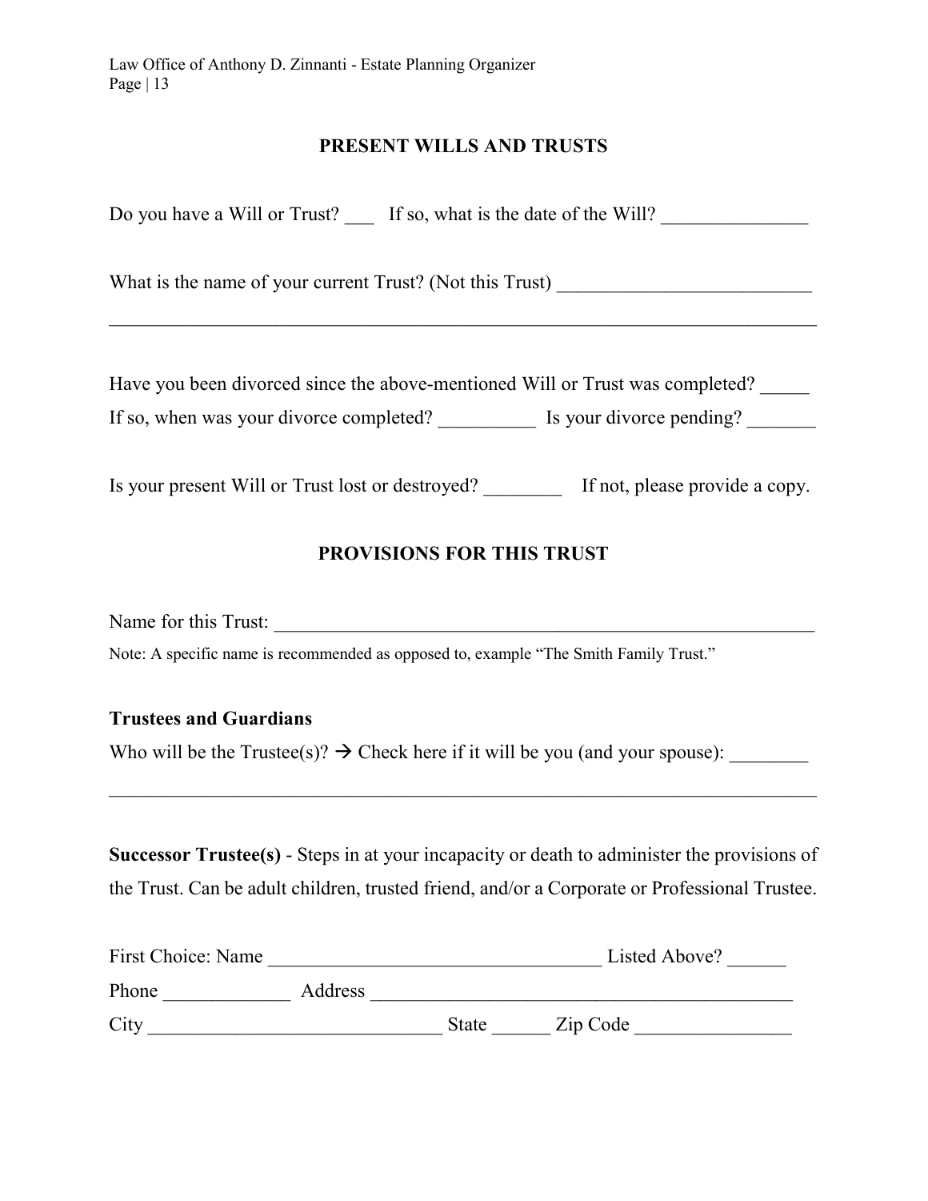## PRESENT WILLS AND TRUSTS

Do you have a Will or Trust? ___ If so, what is the date of the Will? _______________

What is the name of your current Trust? (Not this Trust) __________________________

___________________________________________________________________________

Have you been divorced since the above-mentioned Will or Trust was completed? _____
If so, when was your divorce completed? __________ Is your divorce pending? _______

Is your present Will or Trust lost or destroyed? ________ If not, please provide a copy.

## PROVISIONS FOR THIS TRUST

Name for this Trust: ___________________________________________________________

Note: A specific name is recommended as opposed to, example "The Smith Family Trust."

### Trustees and Guardians

Who will be the Trustee(s)? → Check here if it will be you (and your spouse): ________

___________________________________________________________________________

**Successor Trustee(s)** - Steps in at your incapacity or death to administer the provisions of the Trust. Can be adult children, trusted friend, and/or a Corporate or Professional Trustee.

First Choice: Name __________________________________ Listed Above? ______
Phone _____________ Address ____________________________________________
City ______________________________ State ______ Zip Code ________________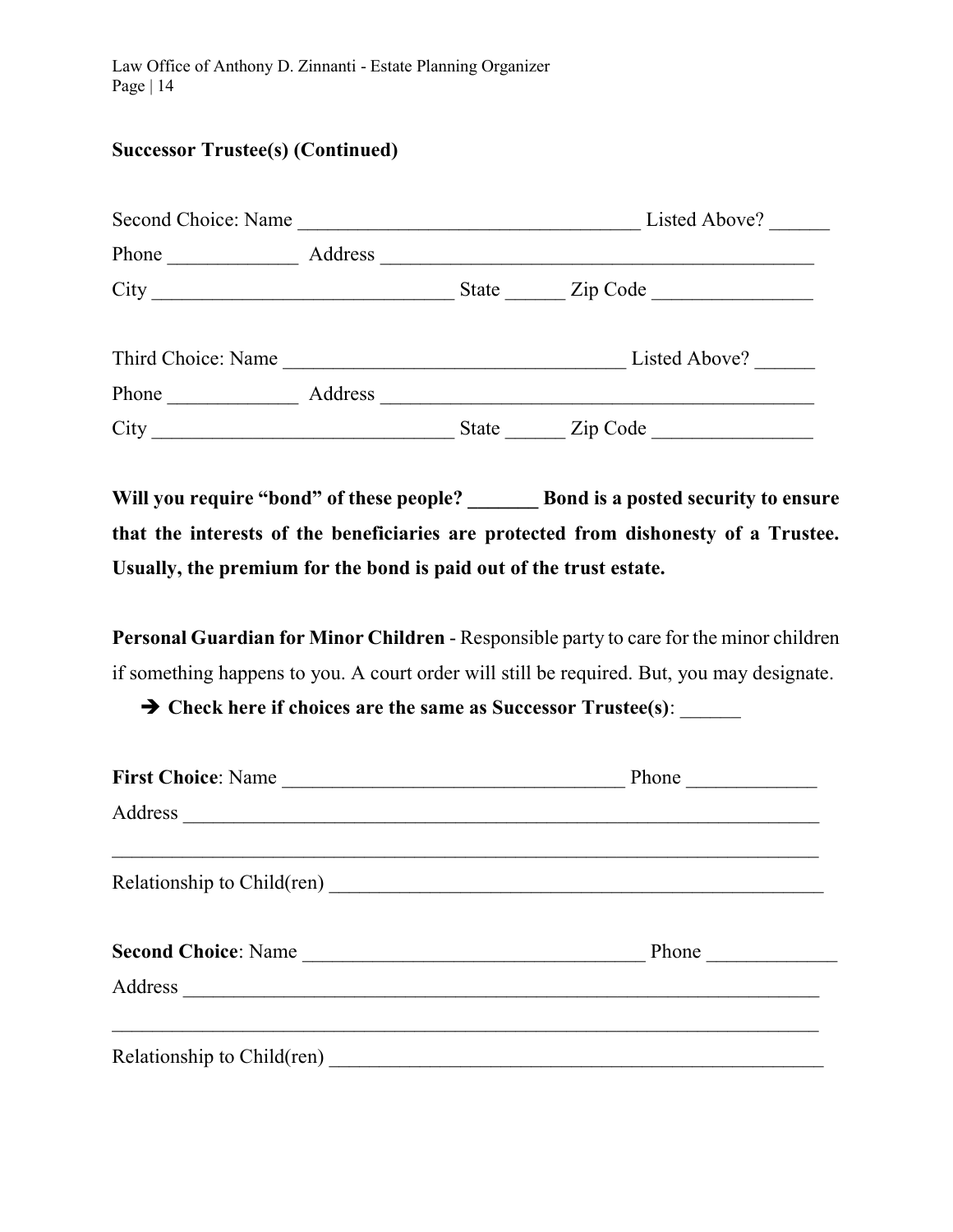**Successor Trustee(s) (Continued)**

Second Choice: Name ________________________________ Listed Above? ______

Phone _____________ Address ________________________________________

City ____________________________ State ______ Zip Code _______________

Third Choice: Name ________________________________ Listed Above? ______

Phone _____________ Address ________________________________________

City ____________________________ State ______ Zip Code _______________

**Will you require "bond" of these people? _______ Bond is a posted security to ensure that the interests of the beneficiaries are protected from dishonesty of a Trustee. Usually, the premium for the bond is paid out of the trust estate.**

**Personal Guardian for Minor Children** - Responsible party to care for the minor children if something happens to you. A court order will still be required. But, you may designate.

➔ **Check here if choices are the same as Successor Trustee(s)**: ______

**First Choice**: Name ________________________________ Phone _____________

Address ______________________________________________________________

______________________________________________________________________

Relationship to Child(ren) ______________________________________________

**Second Choice**: Name ________________________________ Phone _____________

Address ______________________________________________________________

______________________________________________________________________

Relationship to Child(ren) ______________________________________________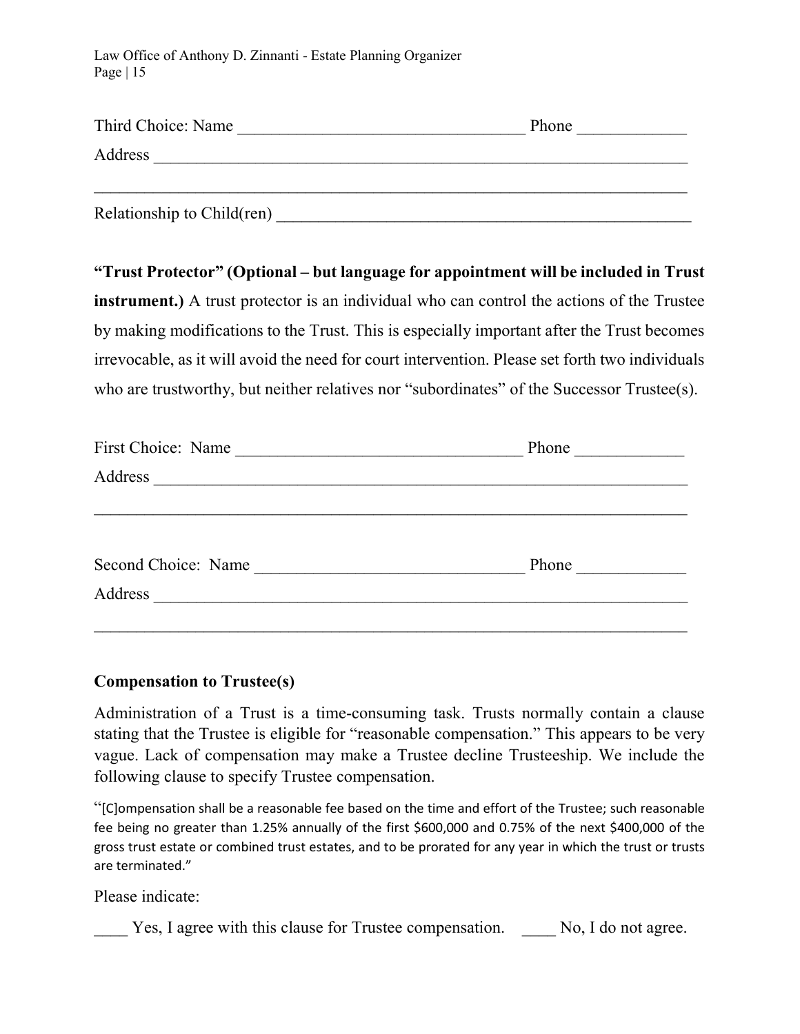Third Choice: Name ___________________________________ Phone _____________

Address ______________________________________________________________________

______________________________________________________________________________

Relationship to Child(ren) _____________________________________________________

**"Trust Protector" (Optional – but language for appointment will be included in Trust instrument.)** A trust protector is an individual who can control the actions of the Trustee by making modifications to the Trust. This is especially important after the Trust becomes irrevocable, as it will avoid the need for court intervention. Please set forth two individuals who are trustworthy, but neither relatives nor "subordinates" of the Successor Trustee(s).

First Choice: Name ___________________________________ Phone _____________

Address ______________________________________________________________________

______________________________________________________________________________

Second Choice: Name _________________________________ Phone _____________

Address ______________________________________________________________________

______________________________________________________________________________

**Compensation to Trustee(s)**

Administration of a Trust is a time-consuming task. Trusts normally contain a clause stating that the Trustee is eligible for "reasonable compensation." This appears to be very vague. Lack of compensation may make a Trustee decline Trusteeship. We include the following clause to specify Trustee compensation.

"[C]ompensation shall be a reasonable fee based on the time and effort of the Trustee; such reasonable fee being no greater than 1.25% annually of the first $600,000 and 0.75% of the next $400,000 of the gross trust estate or combined trust estates, and to be prorated for any year in which the trust or trusts are terminated."

Please indicate:

____ Yes, I agree with this clause for Trustee compensation. ____ No, I do not agree.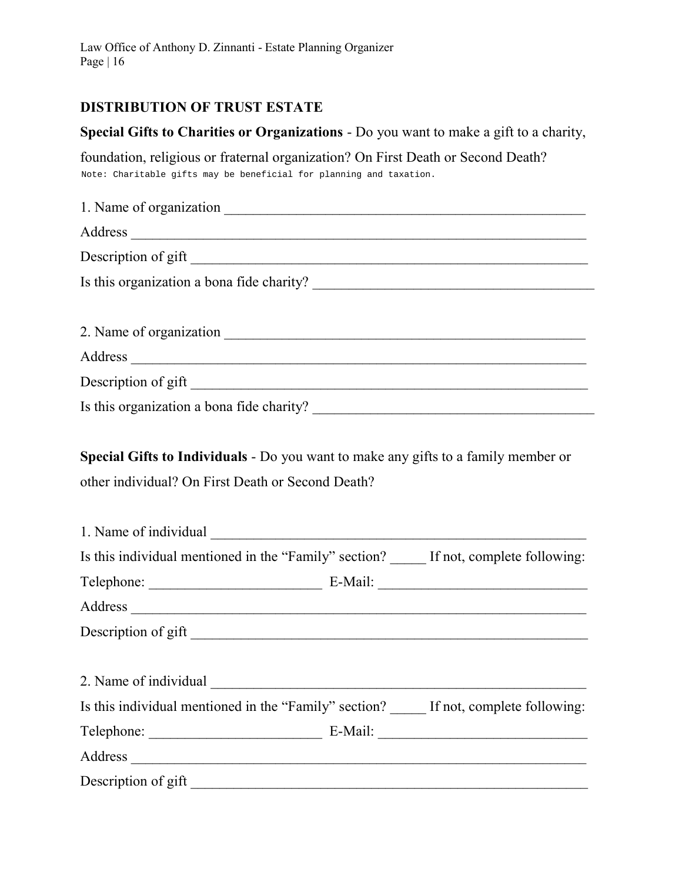## DISTRIBUTION OF TRUST ESTATE

**Special Gifts to Charities or Organizations** - Do you want to make a gift to a charity, foundation, religious or fraternal organization? On First Death or Second Death?

Note: Charitable gifts may be beneficial for planning and taxation.

1. Name of organization ____________________________________________________

Address ________________________________________________________________

Description of gift _______________________________________________________

Is this organization a bona fide charity? ____________________________________

2. Name of organization ____________________________________________________

Address ________________________________________________________________

Description of gift _______________________________________________________

Is this organization a bona fide charity? ____________________________________

**Special Gifts to Individuals** - Do you want to make any gifts to a family member or other individual? On First Death or Second Death?

1. Name of individual ______________________________________________________

Is this individual mentioned in the "Family" section? _____ If not, complete following:

Telephone: ________________________ E-Mail: ____________________________

Address ________________________________________________________________

Description of gift _______________________________________________________

2. Name of individual ______________________________________________________

Is this individual mentioned in the "Family" section? _____ If not, complete following:

Telephone: ________________________ E-Mail: ____________________________

Address ________________________________________________________________

Description of gift _______________________________________________________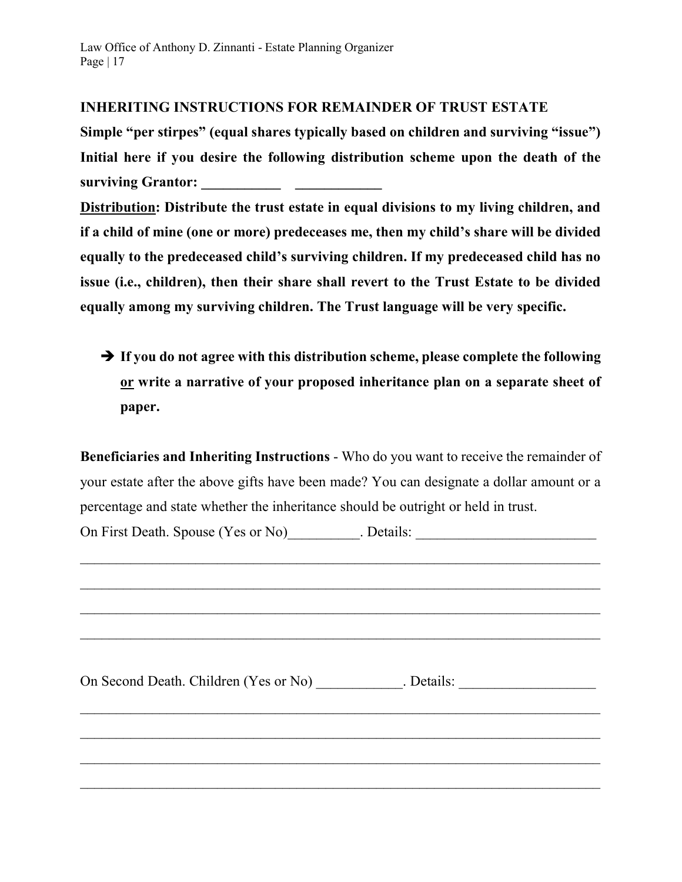### INHERITING INSTRUCTIONS FOR REMAINDER OF TRUST ESTATE

**Simple "per stirpes" (equal shares typically based on children and surviving "issue") Initial here if you desire the following distribution scheme upon the death of the surviving Grantor: ___________ ____________**

**Distribution: Distribute the trust estate in equal divisions to my living children, and if a child of mine (one or more) predeceases me, then my child's share will be divided equally to the predeceased child's surviving children. If my predeceased child has no issue (i.e., children), then their share shall revert to the Trust Estate to be divided equally among my surviving children. The Trust language will be very specific.**

- ➔ **If you do not agree with this distribution scheme, please complete the following or write a narrative of your proposed inheritance plan on a separate sheet of paper.**

**Beneficiaries and Inheriting Instructions** - Who do you want to receive the remainder of your estate after the above gifts have been made? You can designate a dollar amount or a percentage and state whether the inheritance should be outright or held in trust.

On First Death. Spouse (Yes or No)__________. Details: _________________________

_____________________________________________________________________________

_____________________________________________________________________________

_____________________________________________________________________________

_____________________________________________________________________________

On Second Death. Children (Yes or No) ____________. Details: ___________________

_____________________________________________________________________________

_____________________________________________________________________________

_____________________________________________________________________________

_____________________________________________________________________________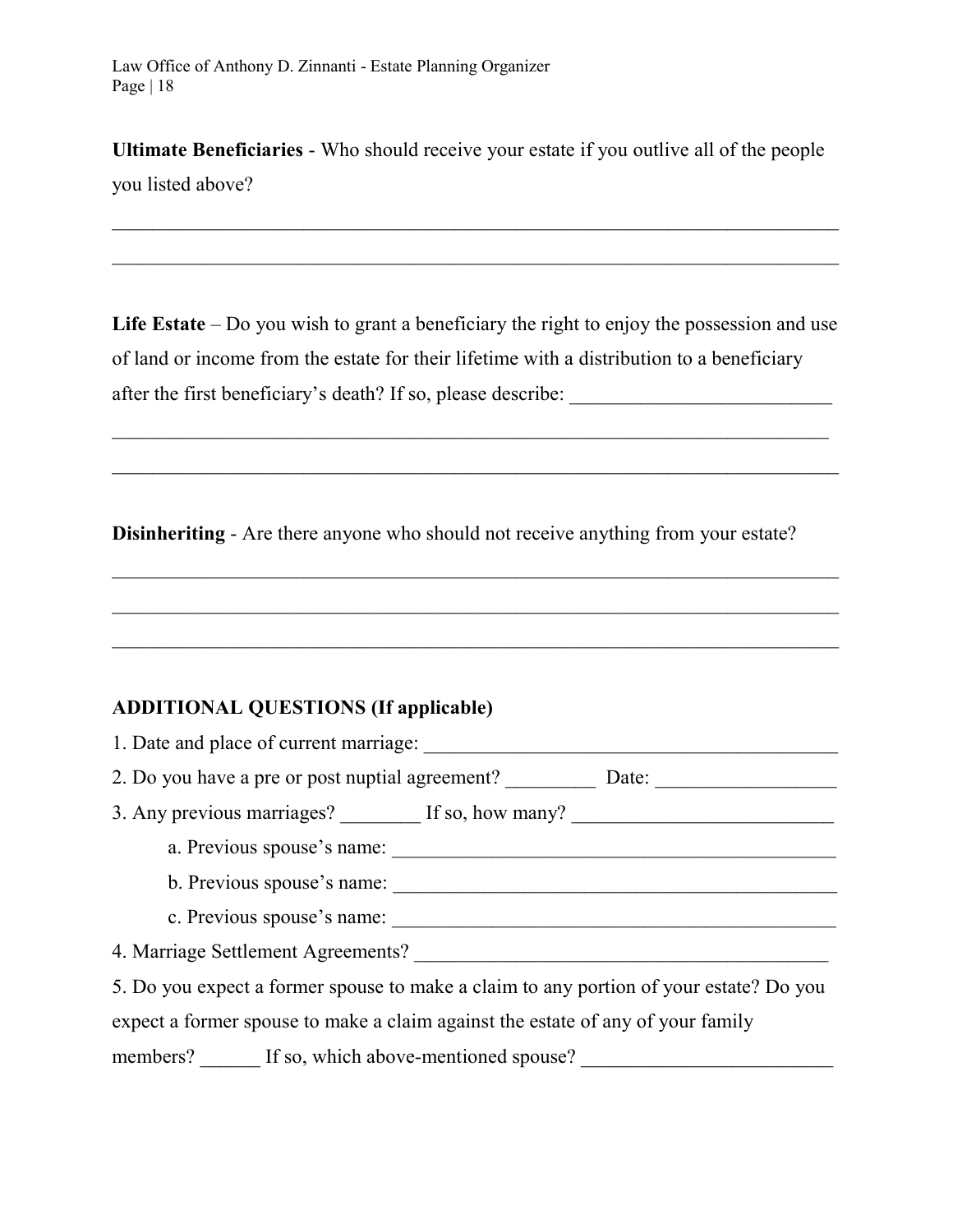**Ultimate Beneficiaries** - Who should receive your estate if you outlive all of the people you listed above?

_______________________________________________________________________________

_______________________________________________________________________________

**Life Estate** – Do you wish to grant a beneficiary the right to enjoy the possession and use of land or income from the estate for their lifetime with a distribution to a beneficiary after the first beneficiary's death? If so, please describe: __________________________

_______________________________________________________________________________

_______________________________________________________________________________

**Disinheriting** - Are there anyone who should not receive anything from your estate?

_______________________________________________________________________________

_______________________________________________________________________________

_______________________________________________________________________________

**ADDITIONAL QUESTIONS (If applicable)**

1. Date and place of current marriage: ___________________________________________
2. Do you have a pre or post nuptial agreement? _________ Date: __________________
3. Any previous marriages? ________ If so, how many? __________________________
   - a. Previous spouse's name: _____________________________________________
   - b. Previous spouse's name: _____________________________________________
   - c. Previous spouse's name: _____________________________________________
4. Marriage Settlement Agreements? ________________________________________
5. Do you expect a former spouse to make a claim to any portion of your estate? Do you expect a former spouse to make a claim against the estate of any of your family members? ______ If so, which above-mentioned spouse? _________________________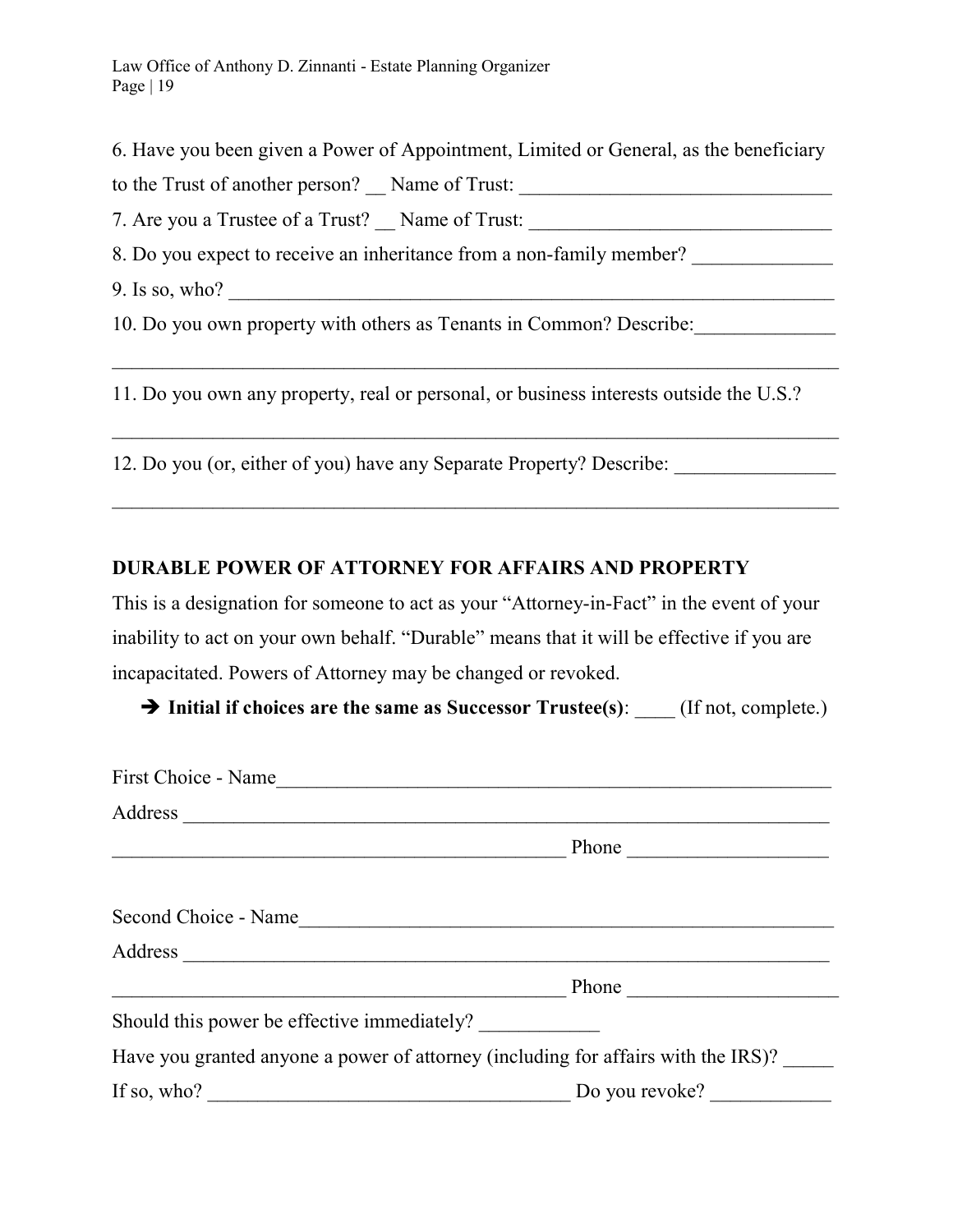6. Have you been given a Power of Appointment, Limited or General, as the beneficiary to the Trust of another person? __ Name of Trust: ________________________________

7. Are you a Trustee of a Trust? __ Name of Trust: ________________________________

8. Do you expect to receive an inheritance from a non-family member? ______________

9. Is so, who? ________________________________________________________________

10. Do you own property with others as Tenants in Common? Describe:______________

___________________________________________________________________________

11. Do you own any property, real or personal, or business interests outside the U.S.?

___________________________________________________________________________

12. Do you (or, either of you) have any Separate Property? Describe: ________________

___________________________________________________________________________

**DURABLE POWER OF ATTORNEY FOR AFFAIRS AND PROPERTY**

This is a designation for someone to act as your "Attorney-in-Fact" in the event of your inability to act on your own behalf. "Durable" means that it will be effective if you are incapacitated. Powers of Attorney may be changed or revoked.

➔ **Initial if choices are the same as Successor Trustee(s)**: ____ (If not, complete.)

First Choice - Name__________________________________________________________

Address ____________________________________________________________________

_______________________________________________ Phone ____________________

Second Choice - Name________________________________________________________

Address ____________________________________________________________________

_______________________________________________ Phone _____________________

Should this power be effective immediately? ____________

Have you granted anyone a power of attorney (including for affairs with the IRS)? _____

If so, who? _____________________________________ Do you revoke? ____________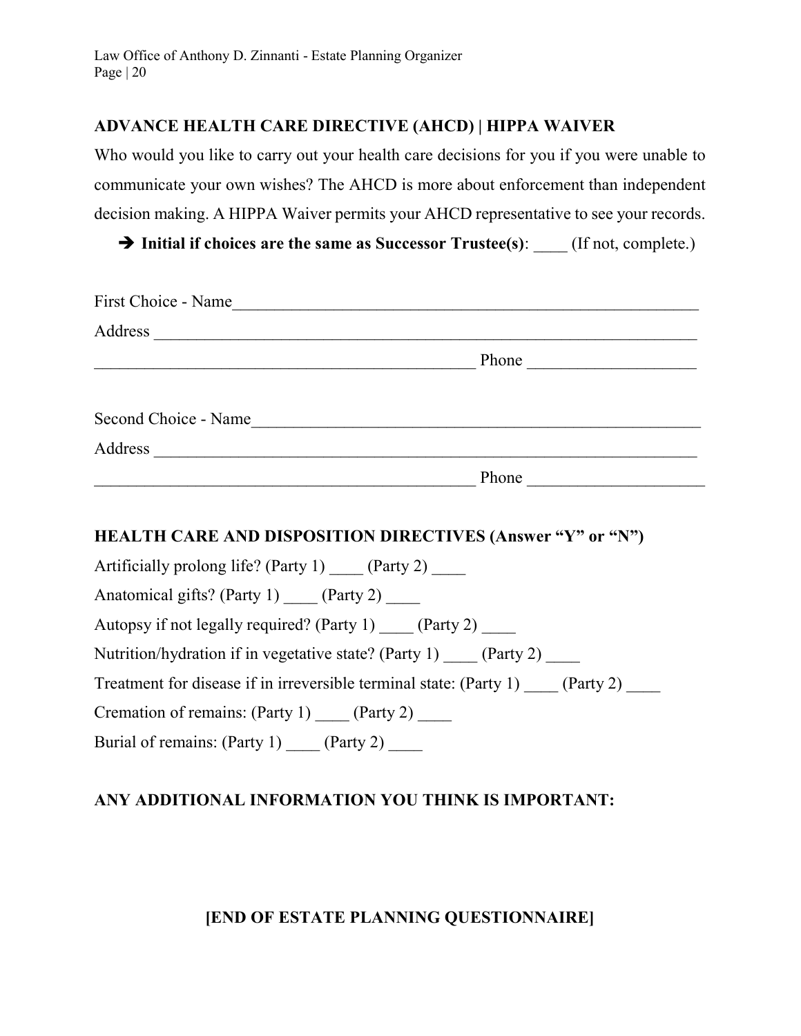## ADVANCE HEALTH CARE DIRECTIVE (AHCD) | HIPPA WAIVER

Who would you like to carry out your health care decisions for you if you were unable to communicate your own wishes? The AHCD is more about enforcement than independent decision making. A HIPPA Waiver permits your AHCD representative to see your records.

➔ **Initial if choices are the same as Successor Trustee(s)**: ____ (If not, complete.)

First Choice - Name_______________________________________________________

Address ______________________________________________________________

_____________________________________________ Phone ____________________

Second Choice - Name_____________________________________________________

Address ______________________________________________________________

_____________________________________________ Phone _____________________

## HEALTH CARE AND DISPOSITION DIRECTIVES (Answer "Y" or "N")

Artificially prolong life? (Party 1) ____ (Party 2) ____

Anatomical gifts? (Party 1) ____ (Party 2) ____

Autopsy if not legally required? (Party 1) ____ (Party 2) ____

Nutrition/hydration if in vegetative state? (Party 1) ____ (Party 2) ____

Treatment for disease if in irreversible terminal state: (Party 1) ____ (Party 2) ____

Cremation of remains: (Party 1) ____ (Party 2) ____

Burial of remains: (Party 1) ____ (Party 2) ____

## ANY ADDITIONAL INFORMATION YOU THINK IS IMPORTANT:

**[END OF ESTATE PLANNING QUESTIONNAIRE]**